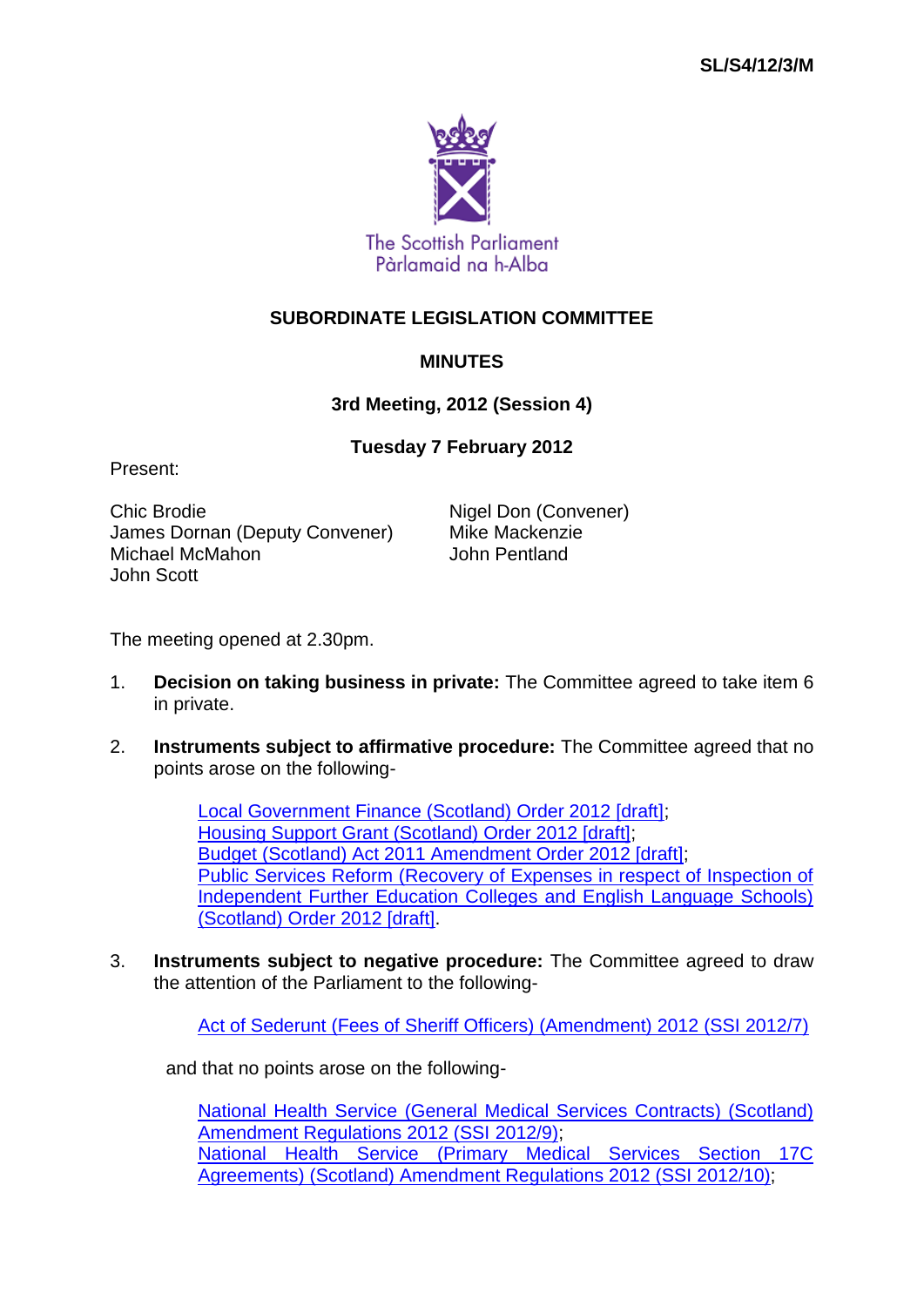SL/S4/12/3/M

The Scottish Parliament
Pàrlamaid na h-Alba

# SUBORDINATE LEGISLATION COMMITTEE

## MINUTES

### 3rd Meeting, 2012 (Session 4)

### Tuesday 7 February 2012

Present:

Chic Brodie
James Dornan (Deputy Convener)
Michael McMahon
John Scott
Nigel Don (Convener)
Mike Mackenzie
John Pentland

The meeting opened at 2.30pm.

1. **Decision on taking business in private:** The Committee agreed to take item 6 in private.

2. **Instruments subject to affirmative procedure:** The Committee agreed that no points arose on the following-

   Local Government Finance (Scotland) Order 2012 [draft];
   Housing Support Grant (Scotland) Order 2012 [draft];
   Budget (Scotland) Act 2011 Amendment Order 2012 [draft];
   Public Services Reform (Recovery of Expenses in respect of Inspection of Independent Further Education Colleges and English Language Schools) (Scotland) Order 2012 [draft].

3. **Instruments subject to negative procedure:** The Committee agreed to draw the attention of the Parliament to the following-

   Act of Sederunt (Fees of Sheriff Officers) (Amendment) 2012 (SSI 2012/7)

   and that no points arose on the following-

   National Health Service (General Medical Services Contracts) (Scotland) Amendment Regulations 2012 (SSI 2012/9);
   National Health Service (Primary Medical Services Section 17C Agreements) (Scotland) Amendment Regulations 2012 (SSI 2012/10);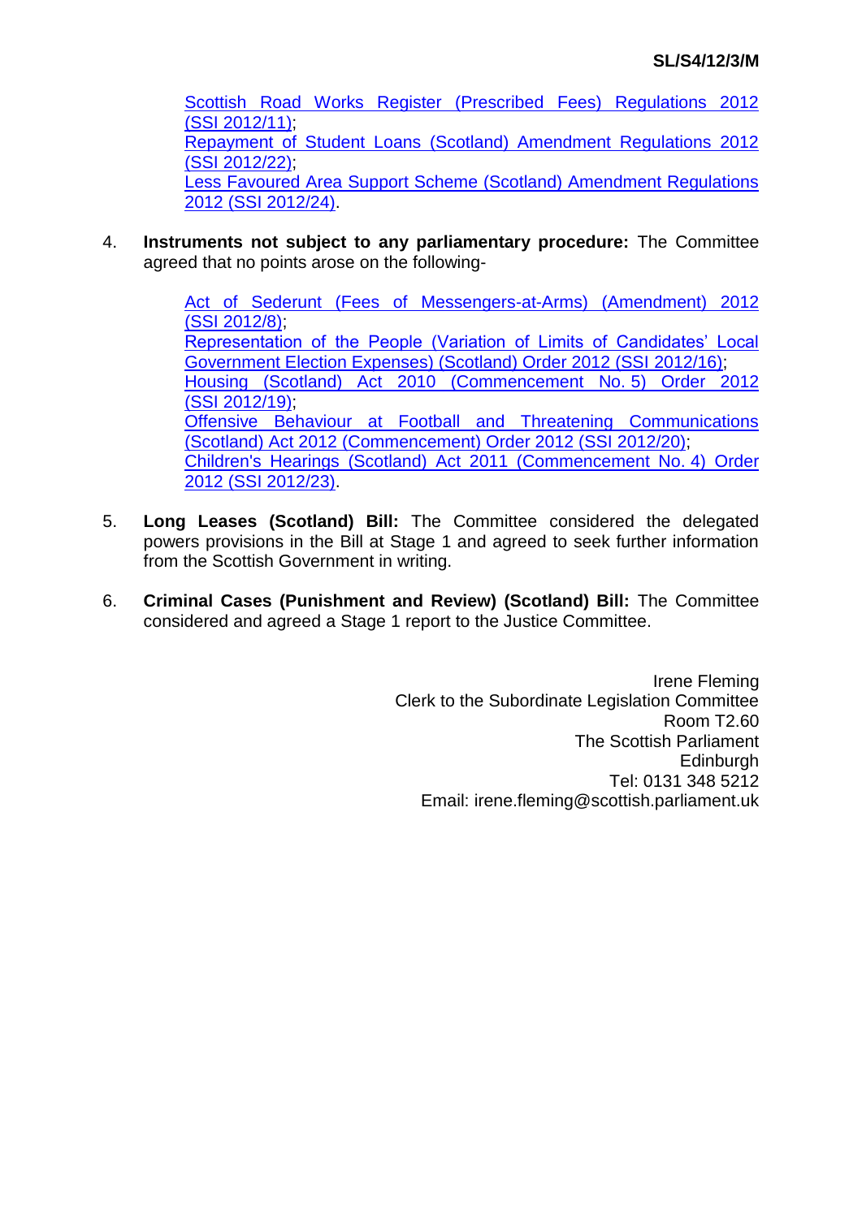Scottish Road Works Register (Prescribed Fees) Regulations 2012 (SSI 2012/11);
Repayment of Student Loans (Scotland) Amendment Regulations 2012 (SSI 2012/22);
Less Favoured Area Support Scheme (Scotland) Amendment Regulations 2012 (SSI 2012/24).

4. **Instruments not subject to any parliamentary procedure:** The Committee agreed that no points arose on the following-

   Act of Sederunt (Fees of Messengers-at-Arms) (Amendment) 2012 (SSI 2012/8);
   Representation of the People (Variation of Limits of Candidates' Local Government Election Expenses) (Scotland) Order 2012 (SSI 2012/16);
   Housing (Scotland) Act 2010 (Commencement No. 5) Order 2012 (SSI 2012/19);
   Offensive Behaviour at Football and Threatening Communications (Scotland) Act 2012 (Commencement) Order 2012 (SSI 2012/20);
   Children's Hearings (Scotland) Act 2011 (Commencement No. 4) Order 2012 (SSI 2012/23).

5. **Long Leases (Scotland) Bill:** The Committee considered the delegated powers provisions in the Bill at Stage 1 and agreed to seek further information from the Scottish Government in writing.

6. **Criminal Cases (Punishment and Review) (Scotland) Bill:** The Committee considered and agreed a Stage 1 report to the Justice Committee.

Irene Fleming
Clerk to the Subordinate Legislation Committee
Room T2.60
The Scottish Parliament
Edinburgh
Tel: 0131 348 5212
Email: irene.fleming@scottish.parliament.uk